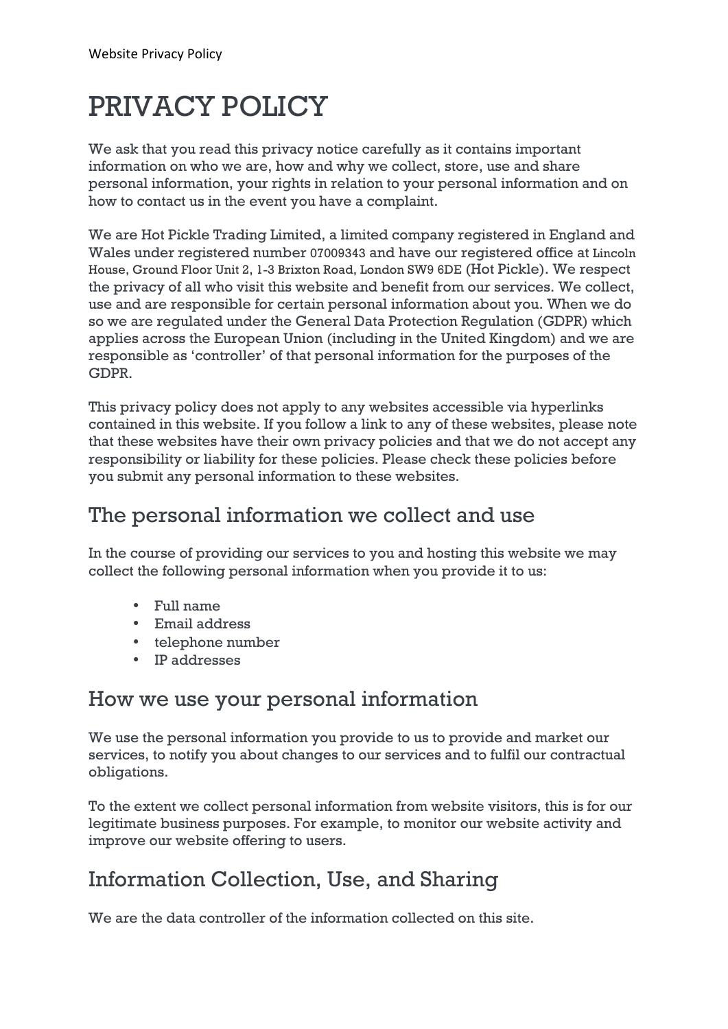# PRIVACY POLICY

We ask that you read this privacy notice carefully as it contains important information on who we are, how and why we collect, store, use and share personal information, your rights in relation to your personal information and on how to contact us in the event you have a complaint.

We are Hot Pickle Trading Limited, a limited company registered in England and Wales under registered number 07009343 and have our registered office at Lincoln House, Ground Floor Unit 2, 1-3 Brixton Road, London SW9 6DE (Hot Pickle). We respect the privacy of all who visit this website and benefit from our services. We collect, use and are responsible for certain personal information about you. When we do so we are regulated under the General Data Protection Regulation (GDPR) which applies across the European Union (including in the United Kingdom) and we are responsible as 'controller' of that personal information for the purposes of the GDPR.

This privacy policy does not apply to any websites accessible via hyperlinks contained in this website. If you follow a link to any of these websites, please note that these websites have their own privacy policies and that we do not accept any responsibility or liability for these policies. Please check these policies before you submit any personal information to these websites.

## The personal information we collect and use

In the course of providing our services to you and hosting this website we may collect the following personal information when you provide it to us:

- Full name
- Email address
- telephone number
- IP addresses

## How we use your personal information

We use the personal information you provide to us to provide and market our services, to notify you about changes to our services and to fulfil our contractual obligations.

To the extent we collect personal information from website visitors, this is for our legitimate business purposes. For example, to monitor our website activity and improve our website offering to users.

## Information Collection, Use, and Sharing

We are the data controller of the information collected on this site.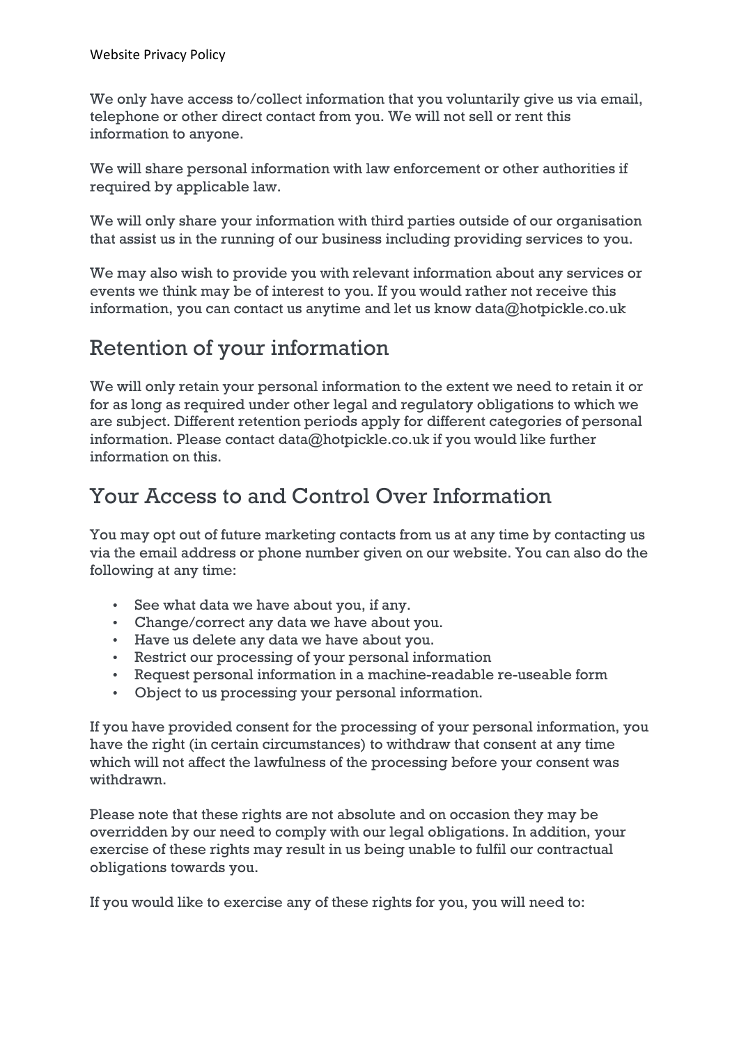We only have access to/collect information that you voluntarily give us via email, telephone or other direct contact from you. We will not sell or rent this information to anyone.

We will share personal information with law enforcement or other authorities if required by applicable law.

We will only share your information with third parties outside of our organisation that assist us in the running of our business including providing services to you.

We may also wish to provide you with relevant information about any services or events we think may be of interest to you. If you would rather not receive this information, you can contact us anytime and let us know data@hotpickle.co.uk

## Retention of your information

We will only retain your personal information to the extent we need to retain it or for as long as required under other legal and regulatory obligations to which we are subject. Different retention periods apply for different categories of personal information. Please contact data@hotpickle.co.uk if you would like further information on this.

## Your Access to and Control Over Information

You may opt out of future marketing contacts from us at any time by contacting us via the email address or phone number given on our website. You can also do the following at any time:

- See what data we have about you, if any.
- Change/correct any data we have about you.
- Have us delete any data we have about you.
- Restrict our processing of your personal information
- Request personal information in a machine-readable re-useable form
- Object to us processing your personal information.

If you have provided consent for the processing of your personal information, you have the right (in certain circumstances) to withdraw that consent at any time which will not affect the lawfulness of the processing before your consent was withdrawn.

Please note that these rights are not absolute and on occasion they may be overridden by our need to comply with our legal obligations. In addition, your exercise of these rights may result in us being unable to fulfil our contractual obligations towards you.

If you would like to exercise any of these rights for you, you will need to: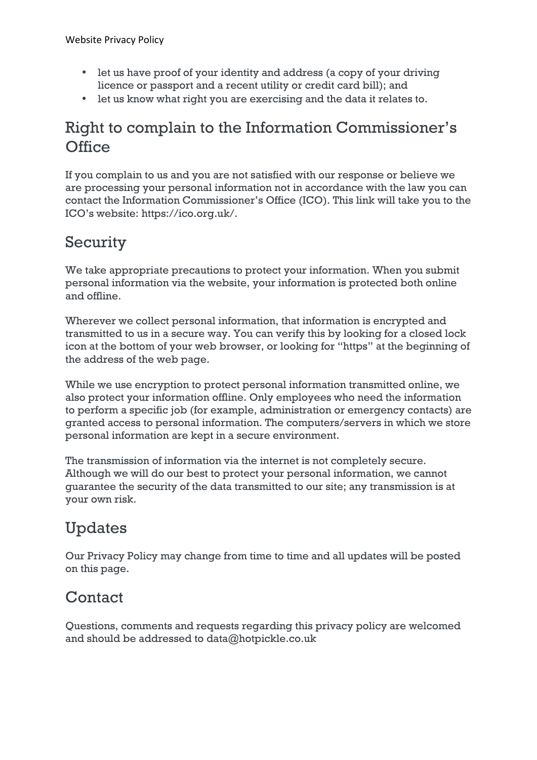- let us have proof of your identity and address (a copy of your driving licence or passport and a recent utility or credit card bill); and
- let us know what right you are exercising and the data it relates to.

## Right to complain to the Information Commissioner's Office

If you complain to us and you are not satisfied with our response or believe we are processing your personal information not in accordance with the law you can contact the Information Commissioner's Office (ICO). This link will take you to the ICO's website: https://ico.org.uk/.

## Security

We take appropriate precautions to protect your information. When you submit personal information via the website, your information is protected both online and offline.

Wherever we collect personal information, that information is encrypted and transmitted to us in a secure way. You can verify this by looking for a closed lock icon at the bottom of your web browser, or looking for "https" at the beginning of the address of the web page.

While we use encryption to protect personal information transmitted online, we also protect your information offline. Only employees who need the information to perform a specific job (for example, administration or emergency contacts) are granted access to personal information. The computers/servers in which we store personal information are kept in a secure environment.

The transmission of information via the internet is not completely secure. Although we will do our best to protect your personal information, we cannot guarantee the security of the data transmitted to our site; any transmission is at your own risk.

## Updates

Our Privacy Policy may change from time to time and all updates will be posted on this page.

## Contact

Questions, comments and requests regarding this privacy policy are welcomed and should be addressed to data@hotpickle.co.uk